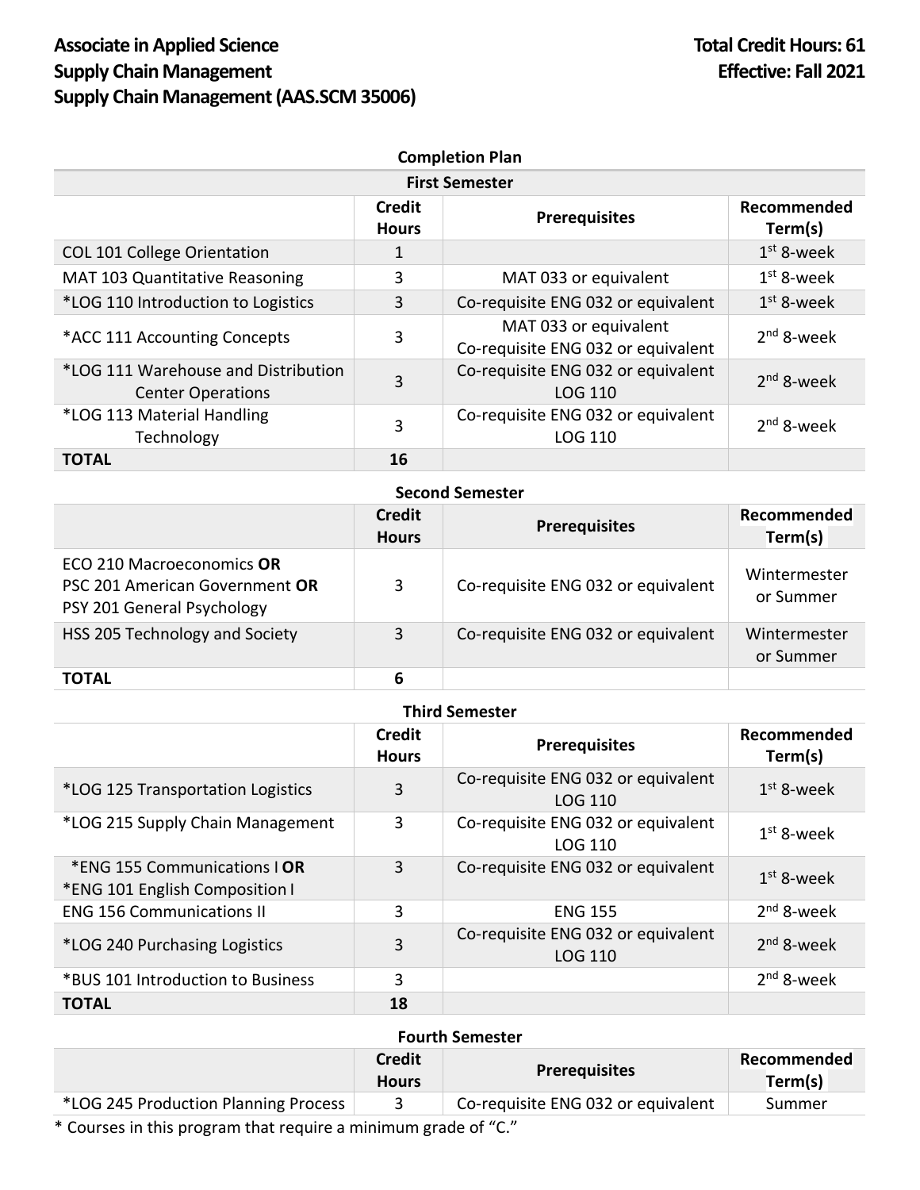**Associate in Applied Science**
**Supply Chain Management**
**Supply Chain Management (AAS.SCM 35006)**

**Total Credit Hours: 61**
**Effective: Fall 2021**

### Completion Plan

**First Semester**

| | Credit Hours | Prerequisites | Recommended Term(s) |
|---|---|---|---|
| COL 101 College Orientation | 1 | | 1st 8-week |
| MAT 103 Quantitative Reasoning | 3 | MAT 033 or equivalent | 1st 8-week |
| *LOG 110 Introduction to Logistics | 3 | Co-requisite ENG 032 or equivalent | 1st 8-week |
| *ACC 111 Accounting Concepts | 3 | MAT 033 or equivalent<br>Co-requisite ENG 032 or equivalent | 2nd 8-week |
| *LOG 111 Warehouse and Distribution Center Operations | 3 | Co-requisite ENG 032 or equivalent<br>LOG 110 | 2nd 8-week |
| *LOG 113 Material Handling Technology | 3 | Co-requisite ENG 032 or equivalent<br>LOG 110 | 2nd 8-week |
| **TOTAL** | 16 | | |

**Second Semester**

| | Credit Hours | Prerequisites | Recommended Term(s) |
|---|---|---|---|
| ECO 210 Macroeconomics **OR**<br>PSC 201 American Government **OR**<br>PSY 201 General Psychology | 3 | Co-requisite ENG 032 or equivalent | Wintermester or Summer |
| HSS 205 Technology and Society | 3 | Co-requisite ENG 032 or equivalent | Wintermester or Summer |
| **TOTAL** | 6 | | |

**Third Semester**

| | Credit Hours | Prerequisites | Recommended Term(s) |
|---|---|---|---|
| *LOG 125 Transportation Logistics | 3 | Co-requisite ENG 032 or equivalent<br>LOG 110 | 1st 8-week |
| *LOG 215 Supply Chain Management | 3 | Co-requisite ENG 032 or equivalent<br>LOG 110 | 1st 8-week |
| *ENG 155 Communications I **OR**<br>*ENG 101 English Composition I | 3 | Co-requisite ENG 032 or equivalent | 1st 8-week |
| ENG 156 Communications II | 3 | ENG 155 | 2nd 8-week |
| *LOG 240 Purchasing Logistics | 3 | Co-requisite ENG 032 or equivalent<br>LOG 110 | 2nd 8-week |
| *BUS 101 Introduction to Business | 3 | | 2nd 8-week |
| **TOTAL** | 18 | | |

**Fourth Semester**

| | Credit Hours | Prerequisites | Recommended Term(s) |
|---|---|---|---|
| *LOG 245 Production Planning Process | 3 | Co-requisite ENG 032 or equivalent | Summer |

* Courses in this program that require a minimum grade of "C."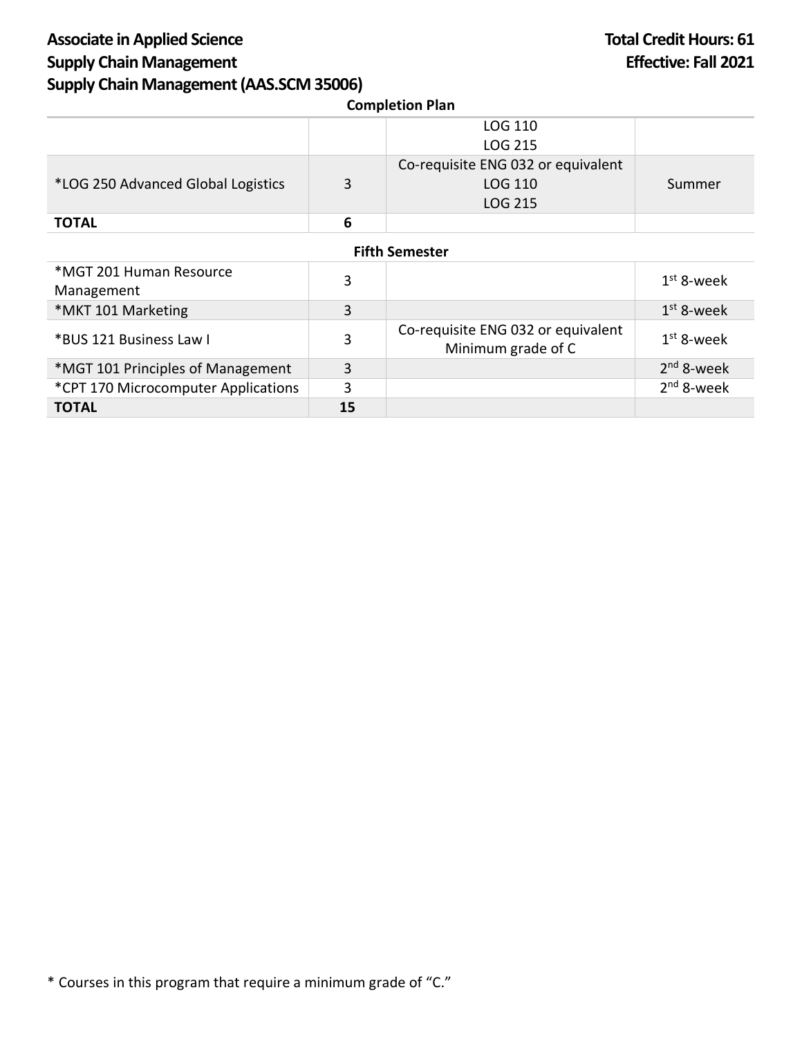**Associate in Applied Science**
**Supply Chain Management**
**Supply Chain Management (AAS.SCM 35006)**

**Total Credit Hours: 61**
**Effective: Fall 2021**

**Completion Plan**

| | | | |
|---|---|---|---|
| | | LOG 110<br>LOG 215 | |
| *LOG 250 Advanced Global Logistics | 3 | Co-requisite ENG 032 or equivalent<br>LOG 110<br>LOG 215 | Summer |
| **TOTAL** | **6** | | |

**Fifth Semester**

| | | | |
|---|---|---|---|
| *MGT 201 Human Resource Management | 3 | | 1st 8-week |
| *MKT 101 Marketing | 3 | | 1st 8-week |
| *BUS 121 Business Law I | 3 | Co-requisite ENG 032 or equivalent<br>Minimum grade of C | 1st 8-week |
| *MGT 101 Principles of Management | 3 | | 2nd 8-week |
| *CPT 170 Microcomputer Applications | 3 | | 2nd 8-week |
| **TOTAL** | **15** | | |

* Courses in this program that require a minimum grade of "C."